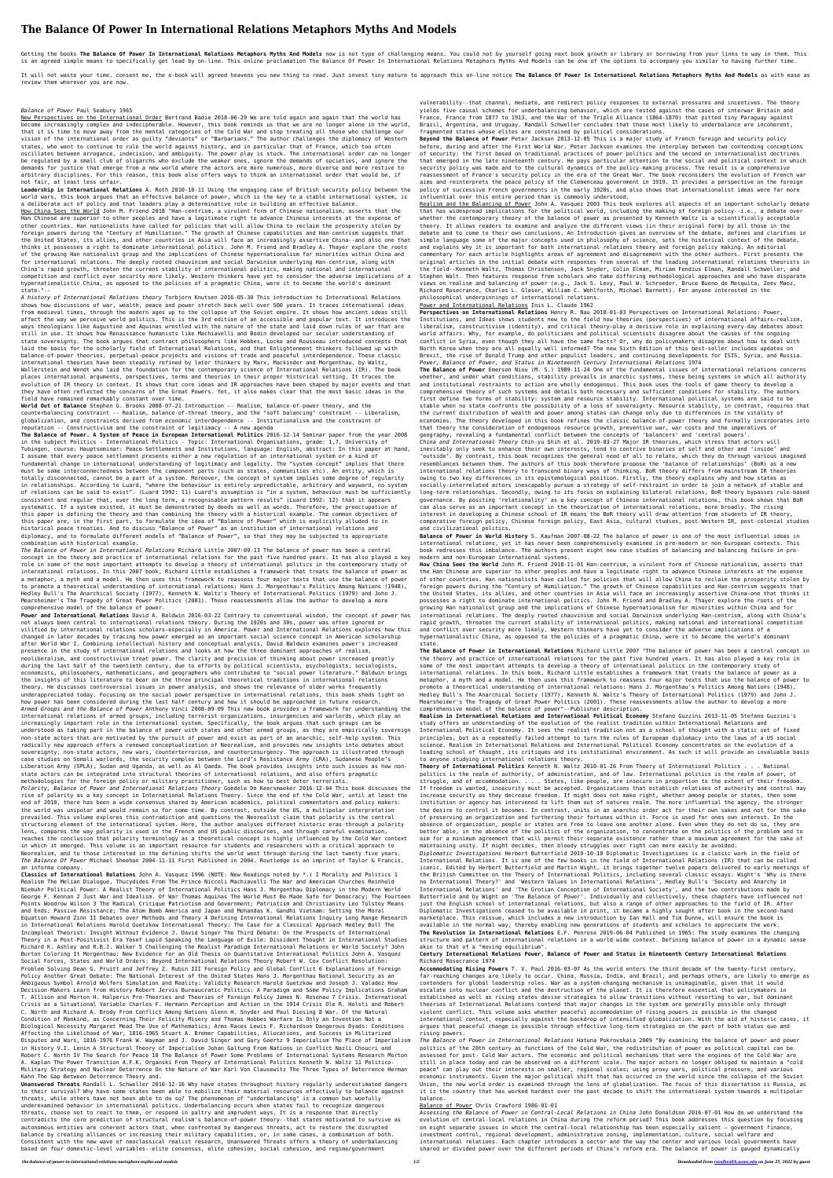# **The Balance Of Power In International Relations Metaphors Myths And Models**

Getting the books The Balance Of Power In International Relations Metaphors Myths And Models now is not type of challenging means. You could not by yourself going next book growth or library or borrowing from your links to is an agreed simple means to specifically get lead by on-line. This online proclamation The Balance Of Power In International Relations Metaphors Myths And Models can be one of the options to accompany you similar to havin

It will not waste your time. consent me, the e-book will agreed heavens you new thing to read. Just invest tiny mature to approach this on-line notice The Balance Of Power In International Relations Metaphors Myths And Mod review them wherever you are now.

## *Balance of Power* Paul Seabury 1965

New Perspectives on the International Order Bertrand Badie 2018-06-29 We are told again and again that the world has become increasingly complex and indecipherable. However, this book reminds us that we are no longer alone in the world, that it is time to move away from the mental categories of the Cold War and stop treating all those who challenge our vision of the international order as guilty "deviants" or "Barbarians." The author challenges the diplomacy of Western states, who want to continue to rule the world against history, and in particular that of France, which too often oscillates between arrogance, indecision, and ambiguity. The power play is stuck. The international order can no longer be regulated by a small club of oligarchs who exclude the weaker ones, ignore the demands of societies, and ignore the demands for justice that emerge from a new world where the actors are more numerous, more diverse and more restive to arbitrary disciplines. For this reason, this book also offers ways to think an international order that would be, if not fair, at least less unfair.

**Leadership in International Relations** A. Roth 2010-10-11 Using the engaging case of British security policy between the world wars, this book argues that an effective balance of power, which is the key to a stable international system, is a deliberate act of policy and that leaders play a determinative role in building an effective balance.

How China Sees the World John M. Friend 2018 "Han-centrism, a virulent form of Chinese nationalism, asserts that the Han Chinese are superior to other peoples and have a legitimate right to advance Chinese interests at the expense of other countries. Han nationalists have called for policies that will allow China to reclaim the prosperity stolen by foreign powers during the "Century of Humiliation." The growth of Chinese capabilities and Han-centrism suggests that the United States, its allies, and other countries in Asia will face an increasingly assertive China--and also one that thinks it possesses a right to dominate international politics. John M. Friend and Bradley A. Thayer explore the roots of the growing Han nationalist group and the implications of Chinese hypernationalism for minorities within China and for international relations. The deeply rooted chauvinism and social Darwinism underlying Han-centrism, along with China's rapid growth, threaten the current stability of international politics, making national and international competition and conflict over security more likely. Western thinkers have yet to consider the adverse implications of a hypernationalistic China, as opposed to the policies of a pragmatic China, were it to become the world's dominant state."--

*A history of International Relations theory* Torbjorn Knutsen 2016-05-30 This introduction to International Relations shows how discussions of war, wealth, peace and power stretch back well over 500 years. It traces international ideas from medieval times, through the modern ages up to the collapse of the Soviet empire. It shows how ancient ideas still affect the way we perceive world politics. This is the 3rd edition of an accessible and popular text. It introduces the ways theologians like Augustine and Aquinas wrestled with the nature of the state and laid down rules of war that are still in use. It shows how Renaissance humanists like Machiavelli and Bodin developed our secular understanding of state sovereignty. The book argues that contract philosophers like Hobbes, Locke and Rousseau introduced concepts that laid the basis for the scholarly field of International Relations, and that Enlightenment thinkers followed up with balance-of-power theories, perpetual-peace projects and visions of trade and peaceful interdependence. These classic international theories have been steadily refined by later thinkers by Marx, Mackinder and Morgenthau, by Waltz, Wallerstein and Wendt who laid the foundation for the contemporary science of International Relations (IR). The book places international arguments, perspectives, terms and theories in their proper historical setting. It traces the evolution of IR theory in context. It shows that core ideas and IR approaches have been shaped by major events and that they have often reflected the concerns of the Great Powers. Yet, it also makes clear that the most basic ideas in the field have remained remarkably constant over time.

**World Out of Balance** Stephen G. Brooks 2008-07-21 Introduction -- Realism, balance-of-power theory, and the counterbalancing constraint -- Realism, balance-of-threat theory, and the "soft balancing" constraint -- Liberalism, globalization, and constraints derived from economic interdependence -- Institutionalism and the constraint of reputation -- Constructivism and the constraint of legitimacy -- A new agenda

**The Balance of Power. A System of Peace in European International Politics** 2016-12-14 Seminar paper from the year 2008 in the subject Politics - International Politics - Topic: International Organisations, grade: 1,7, University of Tubingen, course: Hauptseminar: Peace Settlements and Institutions, language: English, abstract: In this paper at hand, I assume that every peace settlement presents either a new regulation of an international system or a kind of fundamental change in international understanding of legitimacy and legality. The "system concept" implies that there must be some interconnectedness between the component parts (such as states, communities etc). An entity, which is totally disconnected, cannot be a part of a system. Moreover, the concept of system implies some degree of regularity in relationships. According to Luard, "where the behaviour is entirely unpredictable, arbitrary and wayward, no system of relations can be said to exist". (Luard 1992: 11) Luard's assumption is "in a system, behaviour must be sufficiently consistent and regular that, over the long term, a recognisable pattern results" (Luard 1992: 12) that it appears systematic. If a system existed, it must be demonstrated by deeds as well as words. Therefore, the preoccupation of this paper is defining the theory and than combining the theory with a historical example. The common objectives of this paper are, in the first part, to formulate the idea of "Balance of Power" which is explicitly alluded to in historical peace treaties. And to discuss "Balance of Power" as an institution of international relations and diplomacy, and to formulate different models of "Balance of Power", so that they may be subjected to appropriate combination with historical example. *The Balance of Power in International Relations* Richard Little 2007-09-13 The balance of power has been a central concept in the theory and practice of international relations for the past five hundred years. It has also played a key role in some of the most important attempts to develop a theory of international politics in the contemporary study of international relations. In this 2007 book, Richard Little establishes a framework that treats the balance of power as a metaphor, a myth and a model. He then uses this framework to reassess four major texts that use the balance of power to promote a theoretical understanding of international relations: Hans J. Morgenthau's Politics Among Nations (1948), Hedley Bull's The Anarchical Society (1977), Kenneth N. Waltz's Theory of International Politics (1979) and John J. Mearsheimer's The Tragedy of Great Power Politics (2001). These reassessments allow the author to develop a more comprehensive model of the balance of power. **Power and International Relations** David A. Baldwin 2016-03-22 Contrary to conventional wisdom, the concept of power has not always been central to international relations theory. During the 1920s and 30s, power was often ignored or vilified by international relations scholars—especially in America. Power and International Relations explores how this changed in later decades by tracing how power emerged as an important social science concept in American scholarship after World War I. Combining intellectual history and conceptual analysis, David Baldwin examines power's increased presence in the study of international relations and looks at how the three dominant approaches of realism, neoliberalism, and constructivism treat power. The clarity and precision of thinking about power increased greatly during the last half of the twentieth century, due to efforts by political scientists, psychologists, sociologists, economists, philosophers, mathematicians, and geographers who contributed to "social power literature." Baldwin brings the insights of this literature to bear on the three principal theoretical traditions in international relations theory. He discusses controversial issues in power analysis, and shows the relevance of older works frequently underappreciated today. Focusing on the social power perspective in international relations, this book sheds light on how power has been considered during the last half century and how it should be approached in future research. *Armed Groups and the Balance of Power* Anthony Vinci 2008-09-09 This new book provides a framework for understanding the international relations of armed groups, including terrorist organizations, insurgencies and warlords, which play an increasingly important role in the international system. Specifically, the book argues that such groups can be understood as taking part in the balance of power with states and other armed groups, as they are empirically sovereign non-state actors that are motivated by the pursuit of power and exist as part of an anarchic, self-help system. This radically new approach offers a renewed conceptualization of Neorealism, and provides new insights into debates about sovereignty, non-state actors, new wars, counterterrorism, and counterinsurgency. The approach is illustrated through case studies on Somali warlords, the security complex between the Lord's Resistance Army (LRA), Sudanese People's Liberation Army (SPLA), Sudan and Uganda, as well as Al Qaeda. The book provides insights into such issues as how nonstate actors can be integrated into structural theories of international relations, and also offers pragmatic methodologies for the foreign policy or military practitioner, such as how to best deter terrorists. *Polarity, Balance of Power and International Relations Theory* Goedele De Keersmaeker 2016-12-04 This book discusses the rise of polarity as a key concept in International Relations Theory. Since the end of the Cold War, until at least the end of 2010, there has been a wide consensus shared by American academics, political commentators and policy makers: the world was unipolar and would remain so for some time. By contrast, outside the US, a multipolar interpretation prevailed. This volume explores this contradiction and questions the Neorealist claim that polarity is the central structuring element of the international system. Here, the author analyses different historic eras through a polarity lens, compares the way polarity is used in the French and US public discourses, and through careful examination, reaches the conclusion that polarity terminology as a theoretical concept is highly influenced by the Cold War context in which it emerged. This volume is an important resource for students and researchers with a critical approach to Neorealism, and to those interested in the defining shifts the world went through during the last twenty five years. *The Balance Of Power* Michael Sheehan 2004-11-11 First Published in 2004. Routledge is an imprint of Taylor & Francis, an informa company.

**Classics of International Relations** John A. Vasquez 1996 (NOTE: New Readings noted by \*.) I Morality and Politics 1 Realism The Melian Dialogue, Thucydides From The Prince Niccoli Machiavelli The War and American Churches Reinhold Niebuhr Political Power: A Realist Theory of International Politics Hans J. Morgenthau Diplomacy in the Modern World George F. Kennan 2 Just War and Idealism. Of War Thomas Aquinas The World Must Be Made Safe for Democracy; The Fourteen Points Woodrow Wilson 3 The Radical Critique Patriotism and Government; Patriotism and Christianity Leo Tolstoy Means and Ends; Passive Resistance; The Atom Bomb America and Japan and Mohandas K. Gandhi Vietnam: Setting the Moral Equation Howard Zinn II Debates over Methods and Theory 4 Defining International Relations Inquiry Long Range Research in International Relations Harold Guetzkow International Theory: The Case for a Classical Approach Hedley Bull The Incompleat Theorist: Insight Without Evidence J. David Singer The Third Debate: On the Prospects of International Theory in a Post-Positivist Era Yosef Lapid Speaking the Language of Exile: Dissident Thought in International Studies Richard K. Ashley and R.B.J. Walker 5 Challenging the Realist Paradigm International Relations or World Society? John Burton Coloring It Morgenthau: New Evidence for an Old Thesis on Quantitative International Politics John A. Vasquez Social Forces, States and World Orders: Beyond International Relations Theory Robert W. Cox Conflict Resolution: Problem Solving Dean G. Pruitt and Jeffrey Z. Rubin III Foreign Policy and Global Conflict 6 Explanations of Foreign Policy Another Great Debate: The National Interest of the United States Hans J. Morgenthau National Security as an Ambiguous Symbol Arnold Wolfers Simulation and Reality: Validity Research Harold Guetzkow and Joseph J. Valadez How Decision-Makers Learn from History Robert Jervis Bureaucratic Politics: A Paradigm and Some Policy Implications Graham T. Allison and Morton H. Halperin Pre-Theories and Theories of Foreign Policy James N. Rosenau 7 Crisis. International Crisis as a Situational Variable Charles F. Hermann Perception and Action in the 1914 Crisis Ole R. Holsti and Robert C. North and Richard A. Brody From Conflict Among Nations Glenn H. Snyder and Paul Diesing 8 War. Of the Natural Condition of Mankind, as Concerning Their Felicity Misery and Thomas Hobbes Warfare Is Only an Invention Not a Biological Necessity Margaret Mead The Use of Mathematics; Arms Races Lewis F. Richardson Dangerous Dyads: Conditions Affecting the Likelihood of War, 1816-1965 Stuart A. Bremer Capabilities, Allocations, and Success in Militarized Disputes and Wars, 1816-1976 Frank W. Wayman and J. David Singer and Gary Goertz 9 Imperialism The Place of Imperialism in History V.I. Lenin A Structural Theory of Imperialism Johan Galtung From Nations in Conflict Nazli Choucri and Robert C. North IV The Search for Peace 10 The Balance of Power Some Problems of International Systems Research Morton A. Kaplan The Power Transition A.F.K. Organski From Theory of International Politics Kenneth N. Waltz 11 Politico-Military Strategy and Nuclear Deterrence On the Nature of War Karl Von Clausewitz The Three Types of Deterrence Herman Kahn The Gap Between Deterrence Theory and. **Unanswered Threats** Randall L. Schweller 2010-12-16 Why have states throughout history regularly underestimated dangers to their survival? Why have some states been able to mobilize their material resources effectively to balance against threats, while others have not been able to do so? The phenomenon of "underbalancing" is a common but woefully underexamined behavior in international politics. Underbalancing occurs when states fail to recognize dangerous threats, choose not to react to them, or respond in paltry and imprudent ways. It is a response that directly contradicts the core prediction of structural realism's balance-of-power theory--that states motivated to survive as autonomous entities are coherent actors that, when confronted by dangerous threats, act to restore the disrupted balance by creating alliances or increasing their military capabilities, or, in some cases, a combination of both. Consistent with the new wave of neoclassical realist research, Unanswered Threats offers a theory of underbalancing based on four domestic-level variables--elite consensus, elite cohesion, social cohesion, and regime/government

vulnerability--that channel, mediate, and redirect policy responses to external pressures and incentives. The theory yields five causal schemes for underbalancing behavior, which are tested against the cases of interwar Britain and France, France from 1877 to 1913, and the War of the Triple Alliance (1864-1870) that pitted tiny Paraguay against Brazil, Argentina, and Uruguay. Randall Schweller concludes that those most likely to underbalance are incoherent, fragmented states whose elites are constrained by political considerations.

**Beyond the Balance of Power** Peter Jackson 2013-12-05 This is a major study of French foreign and security policy before, during and after the First World War. Peter Jackson examines the interplay between two contending conceptions of security: the first based on traditional practices of power politics and the second on internationalist doctrines that emerged in the late nineteenth century. He pays particular attention to the social and political context in which security policy was made and to the cultural dynamics of the policy-making process. The result is a comprehensive reassessment of France's security policy in the era of the Great War. The book reconsiders the evolution of French war aims and reinterprets the peace policy of the Clemenceau government in 1919. It provides a perspective on the foreign policy of successive French governments in the early 1920s, and also shows that internationalist ideas were far more influential over this entire period than is commonly understood.

Realism and the Balancing of Power John A. Vasquez 2003 This book explores all aspects of an important scholarly debate that has widespread implications for the political world, including the making of foreign policy--i.e., a debate over whether the contemporary theory of the balance of power as presented by Kenneth Waltz is a scientifically acceptable theory. It allows readers to examine and analyze the different views (in their original form) by all those in the debate and to come to their own conclusions. An Introduction gives an overview of the debate, defines and clarifies in simple language some of the major concepts used in philosophy of science, sets the historical context of the debate, and explains why it is important for both international relations theory and foreign policy making. An editorial commentary for each article highlights areas of agreement and disagreement with the other authors. First presents the original articles in the initial debate with responses from several of the leading international relations theorists in the field--Kenneth Waltz, Thomas Christensen, Jack Snyder, Colin Elman, Miriam Fendius Elman, Randall Schweller, and Stephen Walt. Then features response from scholars who take differing methodological approaches and who have disparate views on realism and balancing of power (e.g., Jack S. Levy, Paul W. Schroeder, Bruce Bueno de Mesquita, Zeev Maoz, Richard Rosecrance, Charles L. Glaser, William C. Wohlforth, Michael Barnett). For anyone interested in the philosophical underpinnings of international relations.

## Power and International Relations Inis L. Claude 1962

**Perspectives on International Relations** Henry R. Nau 2018-01-03 Perspectives on International Relations: Power, Institutions, and Ideas shows students new to the field how theories (perspectives) of international affairs—realism, liberalism, constructivism (identity), and critical theory—play a decisive role in explaining every-day debates about world affairs. Why, for example, do politicians and political scientists disagree about the causes of the ongoing conflict in Syria, even though they all have the same facts? Or, why do policymakers disagree about how to deal with North Korea when they are all equally well informed? The new Sixth Edition of this best-seller includes updates on Brexit, the rise of Donald Trump and other populist leaders, and continuing developments for ISIS, Syria, and Russia. *Power, Balance of Power, and Status in Nineteenth Century International Relations* 1974

**The Balance of Power** Emerson Niou (M. S.) 1989-11-24 One of the fundamental issues of international relations concerns whether, and under what conditions, stability prevails in anarchic systems, these being systems in which all authority and institutional restraints to action are wholly endogenous. This book uses the tools of game theory to develop a comprehensive theory of such systems and details both necessary and sufficient conditions for stability. The authors first define two forms of stability: system and resource stability. International political systems are said to be stable when no state confronts the possibility of a loss of sovereignty. Resource stability, in contrast, requires that the current distribution of wealth and power among states can change only due to differences in the vitality of economies. The theory developed in this book refines the classic balance-of-power theory and formally incorporates into that theory the consideration of endogenous resource growth, preventive war, war costs and the imperatives of geography, revealing a fundamental conflict between the concepts of 'balancers' and 'central powers'. *China and International Theory* Chih-yu Shih et al. 2019-03-27 Major IR theories, which stress that actors will inevitably only seek to enhance their own interests, tend to contrive binaries of self and other and 'inside' and 'outside'. By contrast, this book recognizes the general need of all to relate, which they do through various imagined resemblances between them. The authors of this book therefore propose the 'balance of relationships' (BoR) as a new international relations theory to transcend binary ways of thinking. BoR theory differs from mainstream IR theories owing to two key differences in its epistemological position. Firstly, the theory explains why and how states as socially-interrelated actors inescapably pursue a strategy of self-restraint in order to join a network of stable and long-term relationships. Secondly, owing to its focus on explaining bilateral relations, BoR theory bypasses rule-based governance. By positing 'relationality' as a key concept of Chinese international relations, this book shows that BoR can also serve as an important concept in the theorization of international relations, more broadly. The rising interest in developing a Chinese school of IR means the BoR theory will draw attention from students of IR theory, comparative foreign policy, Chinese foreign policy, East Asia, cultural studies, post-Western IR, post-colonial studies and civilizational politics.

**Balance of Power in World History** S. Kaufman 2007-08-22 The balance of power is one of the most influential ideas in international relations, yet it has never been comprehensively examined in pre-modern or non-European contexts. This book redresses this imbalance. The authors present eight new case studies of balancing and balancing failure in premodern and non-European international systems.

**How China Sees the World** John M. Friend 2018-11-01 Han-centrism, a virulent form of Chinese nationalism, asserts that the Han Chinese are superior to other peoples and have a legitimate right to advance Chinese interests at the expense of other countries. Han nationalists have called for policies that will allow China to reclaim the prosperity stolen by foreign powers during the "Century of Humiliation." The growth of Chinese capabilities and Han-centrism suggests that the United States, its allies, and other countries in Asia will face an increasingly assertive China—one that thinks it possesses a right to dominate international politics. John M. Friend and Bradley A. Thayer explore the roots of the growing Han nationalist group and the implications of Chinese hypernationalism for minorities within China and for international relations. The deeply rooted chauvinism and social Darwinism underlying Han-centrism, along with China's rapid growth, threaten the current stability of international politics, making national and international competition and conflict over security more likely. Western thinkers have yet to consider the adverse implications of a hypernationalistic China, as opposed to the policies of a pragmatic China, were it to become the world's dominant state.

**The Balance of Power in International Relations** Richard Little 2007 "The balance of power has been a central concept in the theory and practice of international relations for the past five hundred years. It has also played a key role in some of the most important attempts to develop a theory of international politics in the contemporary study of international relations. In this book, Richard Little establishes a framework that treats the balance of power as a metaphor, a myth and a model. He then uses this framework to reassess four major texts that use the balance of power to promote a theoretical understanding of international relations: Hans J. Morgenthau's Politics Among Nations (1948), Hedley Bull's The Anarchical Society (1977), Kenneth N. Waltz's Theory of International Politics (1979) and John J. Mearsheimer's The Tragedy of Great Power Politics (2001). These reassessments allow the author to develop a more comprehensive model of the balance of power"--Publisher description.

**Realism in International Relations and International Political Economy** Stefano Guzzini 2013-11-05 Stefano Guzzini's study offers an understanding of the evolution of the realist tradition within International Relations and International Political Economy. It sees the realist tradition not as a school of thought with a static set of fixed principles, but as a repeatedly failed attempt to turn the rules of European diplomacy into the laws of a US social science. Realism in International Relations and International Political Economy concentrates on the evolution of a leading school of thought, its critiques and its institutional environment. As such it will provide an invaluable basis to anyone studying international relations theory.

**Theory of International Politics** Kenneth N. Waltz 2010-01-26 From Theory of International Politics . . . National politics is the realm of authority, of administration, and of law. International politics is the realm of power, of struggle, and of accommodation. . . . States, like people, are insecure in proportion to the extent of their freedom. If freedom is wanted, insecurity must be accepted. Organizations that establish relations of authority and control may increase security as they decrease freedom. If might does not make right, whether among people or states, then some institution or agency has intervened to lift them out of natures realm. The more influential the agency, the stronger the desire to control it becomes. In contrast, units in an anarchic order act for their own sakes and not for the sake of preserving an organization and furthering their fortunes within it. Force is used for ones own interest. In the absence of organization, people or states are free to leave one another alone. Even when they do not do so, they are better able, in the absence of the politics of the organization, to concentrate on the politics of the problem and to aim for a minimum agreement that will permit their separate existence rather than a maximum agreement for the sake of maintaining unity. If might decides, then bloody struggles over right can more easily be avoided.

*Diplomatic Investigations* Herbert Butterfield 2019-10-10 Diplomatic Investigations is a classic work in the field of International Relations. It is one of the few books in the field of International Relations (IR) that can be called iconic. Edited by Herbert Butterfield and Martin Wight, it brings together twelve papers delivered to early meetings of the British Committee on the Theory of International Politics, including several classic essays: Wight's 'Why is there no International Theory?' and 'Western Values in International Relations', Hedley Bull's 'Society and Anarchy in International Relations' and 'The Grotian Conception of International Society', and the two contributions made by Butterfield and by Wight on 'The Balance of Power'. Individually and collectively, these chapters have influenced not just the English school of international relations, but also a range of other approaches to the field of IR. After Diplomatic Investigations ceased to be available in print, it became a highly sought after book in the second-hand marketplace. This reissue, which includes a new introduction by Ian Hall and Tim Dunne, will ensure the book is available in the normal way, thereby enabling new generations of students and scholars to appreciate the work. **The Revolution in International Relations** E.F. Penrose 2019-06-04 Published in 1965: The study examines the changing structure and pattern of international relations in a world wide context. Defining balance of power in a dynamic sense akin to that of a "moving equilibrium".

#### **Century International Relations Power, Balance of Power and Status in Nineteenth Century International Relations** Richard Rosecrance 1974

**Accommodating Rising Powers** T. V. Paul 2016-03-07 As the world enters the third decade of the twenty-first century, far-reaching changes are likely to occur. China, Russia, India, and Brazil, and perhaps others, are likely to emerge as contenders for global leadership roles. War as a system-changing mechanism is unimaginable, given that it would escalate into nuclear conflict and the destruction of the planet. It is therefore essential that policymakers in established as well as rising states devise strategies to allow transitions without resorting to war, but dominant theories of International Relations contend that major changes in the system are generally possible only through violent conflict. This volume asks whether peaceful accommodation of rising powers is possible in the changed international context, especially against the backdrop of intensified globalization. With the aid of historic cases, it argues that peaceful change is possible through effective long-term strategies on the part of both status quo and rising powers.

*The Balance of Power in International Relations* Hatuna Pokrovskaia 2009 "By examining the balance of power and power politics of the 20th century as functions of the Cold War, the redistribution of power as political capital can be assessed for post- Cold War actors. The economic and political mechanisms that were the engines of the Cold War are still in place today and can be observed on a different scale. The major actors no longer obliged to maintain a "cold peace" can play out their interests on smaller, regional scales; using proxy wars, political pressure, and various economic instruments. Given the major political shift that has occurred in the world since the collapse of the Soviet Union, the new world order is examined through the lens of globalization. The focus of this dissertation is Russia, as it is the country that has worked hardest over the past decade to shift the international system towards a multipolar balance.

#### Balance of Power Chris Crawford 1986-01-01

*Assessing the Balance of Power in Central-Local Relations in China* John Donaldson 2016-07-01 How do we understand the evolution of central-local relations in China during the reform period? This book addresses this question by focusing on eight separate issues in which the central-local relationship has been especially salient – government finance, investment control, regional development, administrative zoning, implementation, culture, social welfare and international relations. Each chapter introduces a sector and the way the center and various local governments have shared or divided power over the different periods of China's reform era. The balance of power is gauged dynamically